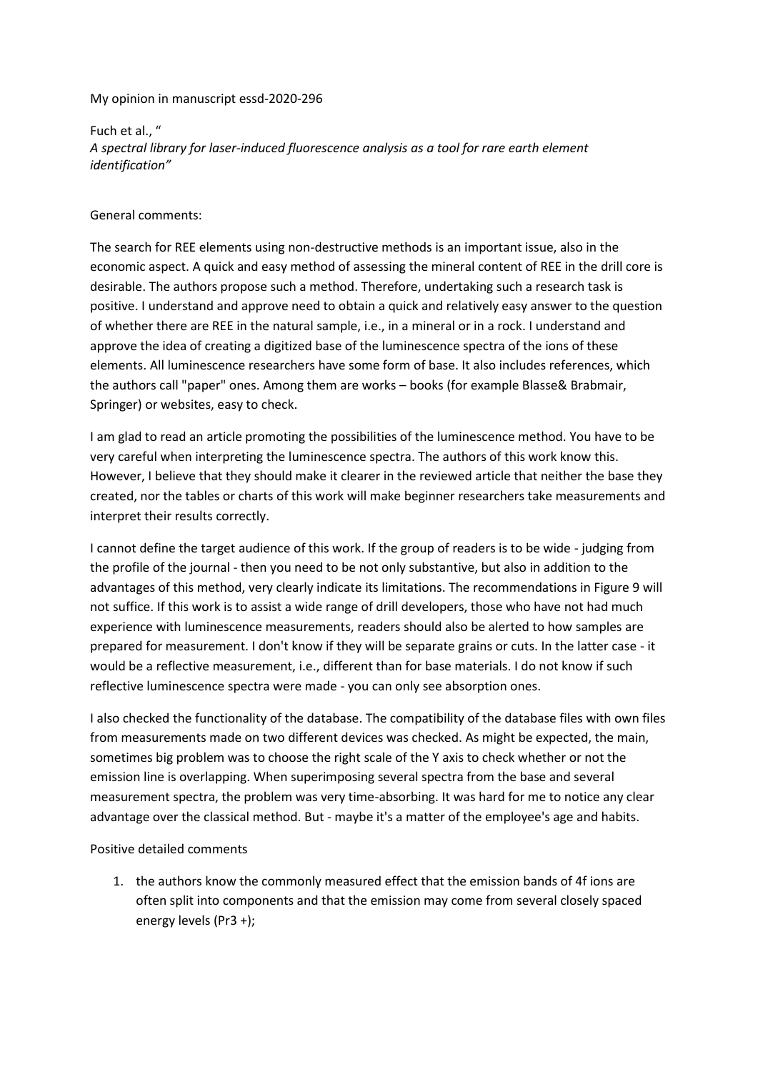My opinion in manuscript essd-2020-296

Fuch et al., "
*A spectral library for laser-induced fluorescence analysis as a tool for rare earth element identification"*

General comments:

The search for REE elements using non-destructive methods is an important issue, also in the economic aspect. A quick and easy method of assessing the mineral content of REE in the drill core is desirable. The authors propose such a method. Therefore, undertaking such a research task is positive. I understand and approve need to obtain a quick and relatively easy answer to the question of whether there are REE in the natural sample, i.e., in a mineral or in a rock. I understand and approve the idea of creating a digitized base of the luminescence spectra of the ions of these elements. All luminescence researchers have some form of base. It also includes references, which the authors call "paper" ones. Among them are works – books (for example Blasse& Brabmair, Springer) or websites, easy to check.

I am glad to read an article promoting the possibilities of the luminescence method. You have to be very careful when interpreting the luminescence spectra. The authors of this work know this. However, I believe that they should make it clearer in the reviewed article that neither the base they created, nor the tables or charts of this work will make beginner researchers take measurements and interpret their results correctly.

I cannot define the target audience of this work. If the group of readers is to be wide - judging from the profile of the journal - then you need to be not only substantive, but also in addition to the advantages of this method, very clearly indicate its limitations. The recommendations in Figure 9 will not suffice. If this work is to assist a wide range of drill developers, those who have not had much experience with luminescence measurements, readers should also be alerted to how samples are prepared for measurement. I don't know if they will be separate grains or cuts. In the latter case - it would be a reflective measurement, i.e., different than for base materials. I do not know if such reflective luminescence spectra were made - you can only see absorption ones.

I also checked the functionality of the database. The compatibility of the database files with own files from measurements made on two different devices was checked. As might be expected, the main, sometimes big problem was to choose the right scale of the Y axis to check whether or not the emission line is overlapping. When superimposing several spectra from the base and several measurement spectra, the problem was very time-absorbing. It was hard for me to notice any clear advantage over the classical method. But - maybe it's a matter of the employee's age and habits.

Positive detailed comments

1. the authors know the commonly measured effect that the emission bands of 4f ions are often split into components and that the emission may come from several closely spaced energy levels ($Pr^{3+}$);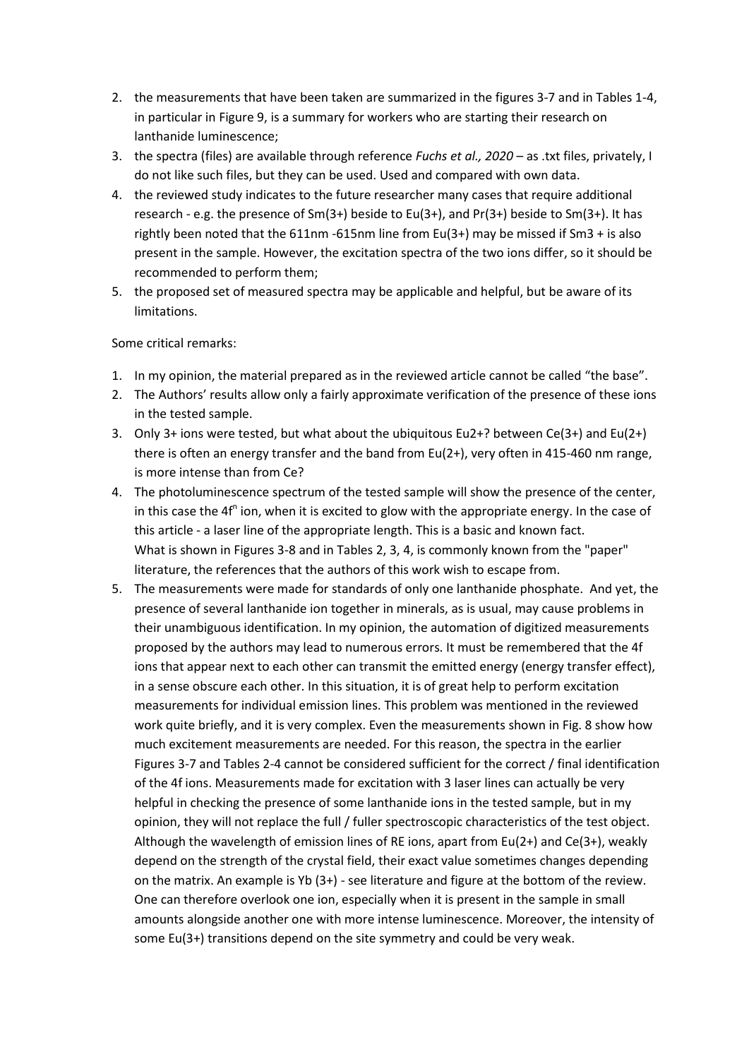2. the measurements that have been taken are summarized in the figures 3-7 and in Tables 1-4, in particular in Figure 9, is a summary for workers who are starting their research on lanthanide luminescence;
3. the spectra (files) are available through reference *Fuchs et al., 2020* – as .txt files, privately, I do not like such files, but they can be used. Used and compared with own data.
4. the reviewed study indicates to the future researcher many cases that require additional research - e.g. the presence of Sm(3+) beside to Eu(3+), and Pr(3+) beside to Sm(3+). It has rightly been noted that the 611nm -615nm line from Eu(3+) may be missed if Sm3 + is also present in the sample. However, the excitation spectra of the two ions differ, so it should be recommended to perform them;
5. the proposed set of measured spectra may be applicable and helpful, but be aware of its limitations.

Some critical remarks:

1. In my opinion, the material prepared as in the reviewed article cannot be called "the base".
2. The Authors' results allow only a fairly approximate verification of the presence of these ions in the tested sample.
3. Only 3+ ions were tested, but what about the ubiquitous Eu2+? between Ce(3+) and Eu(2+) there is often an energy transfer and the band from Eu(2+), very often in 415-460 nm range, is more intense than from Ce?
4. The photoluminescence spectrum of the tested sample will show the presence of the center, in this case the $4f^n$ ion, when it is excited to glow with the appropriate energy. In the case of this article - a laser line of the appropriate length. This is a basic and known fact.
   What is shown in Figures 3-8 and in Tables 2, 3, 4, is commonly known from the "paper" literature, the references that the authors of this work wish to escape from.
5. The measurements were made for standards of only one lanthanide phosphate. And yet, the presence of several lanthanide ion together in minerals, as is usual, may cause problems in their unambiguous identification. In my opinion, the automation of digitized measurements proposed by the authors may lead to numerous errors. It must be remembered that the 4f ions that appear next to each other can transmit the emitted energy (energy transfer effect), in a sense obscure each other. In this situation, it is of great help to perform excitation measurements for individual emission lines. This problem was mentioned in the reviewed work quite briefly, and it is very complex. Even the measurements shown in Fig. 8 show how much excitement measurements are needed. For this reason, the spectra in the earlier Figures 3-7 and Tables 2-4 cannot be considered sufficient for the correct / final identification of the 4f ions. Measurements made for excitation with 3 laser lines can actually be very helpful in checking the presence of some lanthanide ions in the tested sample, but in my opinion, they will not replace the full / fuller spectroscopic characteristics of the test object. Although the wavelength of emission lines of RE ions, apart from Eu(2+) and Ce(3+), weakly depend on the strength of the crystal field, their exact value sometimes changes depending on the matrix. An example is Yb (3+) - see literature and figure at the bottom of the review. One can therefore overlook one ion, especially when it is present in the sample in small amounts alongside another one with more intense luminescence. Moreover, the intensity of some Eu(3+) transitions depend on the site symmetry and could be very weak.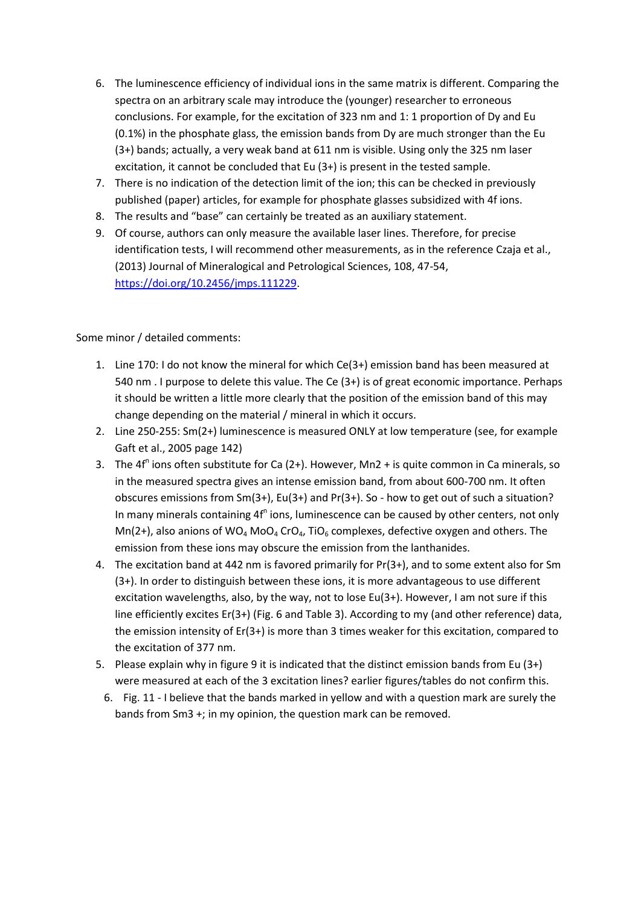6. The luminescence efficiency of individual ions in the same matrix is different. Comparing the spectra on an arbitrary scale may introduce the (younger) researcher to erroneous conclusions. For example, for the excitation of 323 nm and 1: 1 proportion of Dy and Eu (0.1%) in the phosphate glass, the emission bands from Dy are much stronger than the Eu (3+) bands; actually, a very weak band at 611 nm is visible. Using only the 325 nm laser excitation, it cannot be concluded that Eu (3+) is present in the tested sample.
7. There is no indication of the detection limit of the ion; this can be checked in previously published (paper) articles, for example for phosphate glasses subsidized with 4f ions.
8. The results and "base" can certainly be treated as an auxiliary statement.
9. Of course, authors can only measure the available laser lines. Therefore, for precise identification tests, I will recommend other measurements, as in the reference Czaja et al., (2013) Journal of Mineralogical and Petrological Sciences, 108, 47-54, https://doi.org/10.2456/jmps.111229.

Some minor / detailed comments:

1. Line 170: I do not know the mineral for which Ce(3+) emission band has been measured at 540 nm . I purpose to delete this value. The Ce (3+) is of great economic importance. Perhaps it should be written a little more clearly that the position of the emission band of this may change depending on the material / mineral in which it occurs.
2. Line 250-255: Sm(2+) luminescence is measured ONLY at low temperature (see, for example Gaft et al., 2005 page 142)
3. The $4f^n$ ions often substitute for Ca (2+). However, Mn2 + is quite common in Ca minerals, so in the measured spectra gives an intense emission band, from about 600-700 nm. It often obscures emissions from Sm(3+), Eu(3+) and Pr(3+). So - how to get out of such a situation? In many minerals containing $4f^n$ ions, luminescence can be caused by other centers, not only Mn(2+), also anions of $WO_4$ $MoO_4$ $CrO_4$, $TiO_6$ complexes, defective oxygen and others. The emission from these ions may obscure the emission from the lanthanides.
4. The excitation band at 442 nm is favored primarily for Pr(3+), and to some extent also for Sm (3+). In order to distinguish between these ions, it is more advantageous to use different excitation wavelengths, also, by the way, not to lose Eu(3+). However, I am not sure if this line efficiently excites Er(3+) (Fig. 6 and Table 3). According to my (and other reference) data, the emission intensity of Er(3+) is more than 3 times weaker for this excitation, compared to the excitation of 377 nm.
5. Please explain why in figure 9 it is indicated that the distinct emission bands from Eu (3+) were measured at each of the 3 excitation lines? earlier figures/tables do not confirm this.
6. Fig. 11 - I believe that the bands marked in yellow and with a question mark are surely the bands from Sm3 +; in my opinion, the question mark can be removed.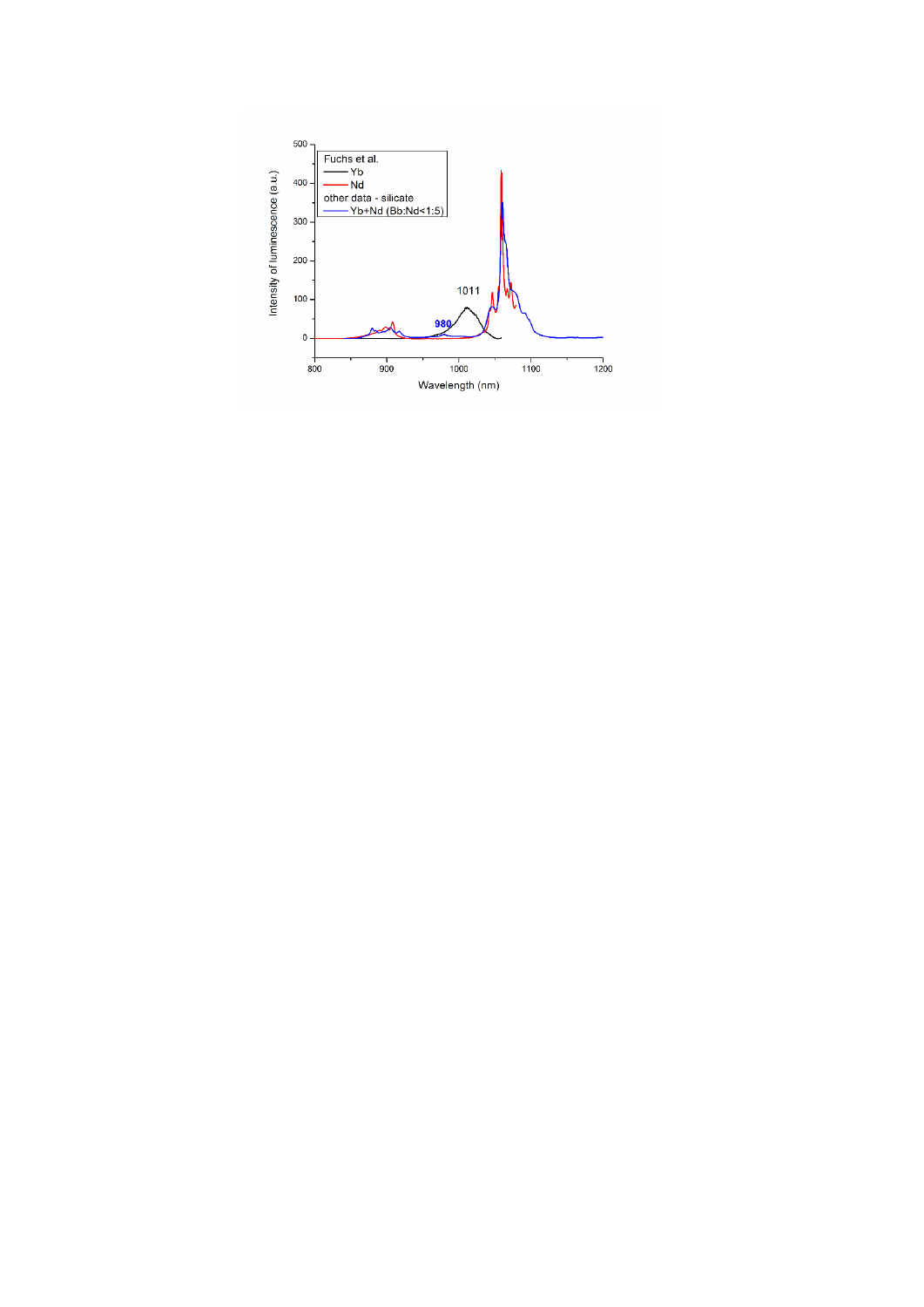Fuchs et al.

Yb

Nd

other data - silicate

Yb+Nd (Bb:Nd<1:5)

1011

980

Intensity of luminescence (a.u.)

Wavelength (nm)

500

400

300

200

100

0

800

900

1000

1100

1200